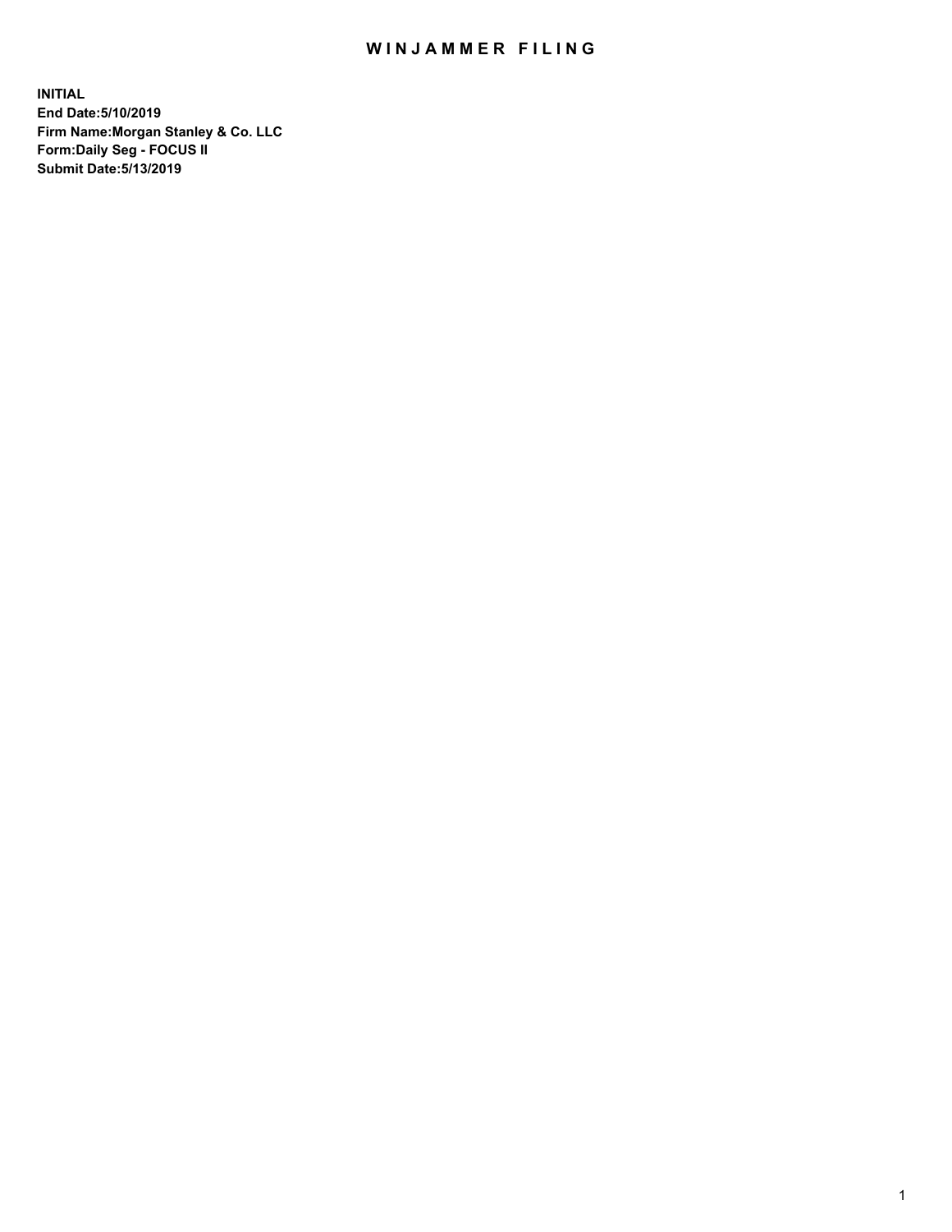# WINJAMMER FILING

**INITIAL**
**End Date:5/10/2019**
**Firm Name:Morgan Stanley & Co. LLC**
**Form:Daily Seg - FOCUS II**
**Submit Date:5/13/2019**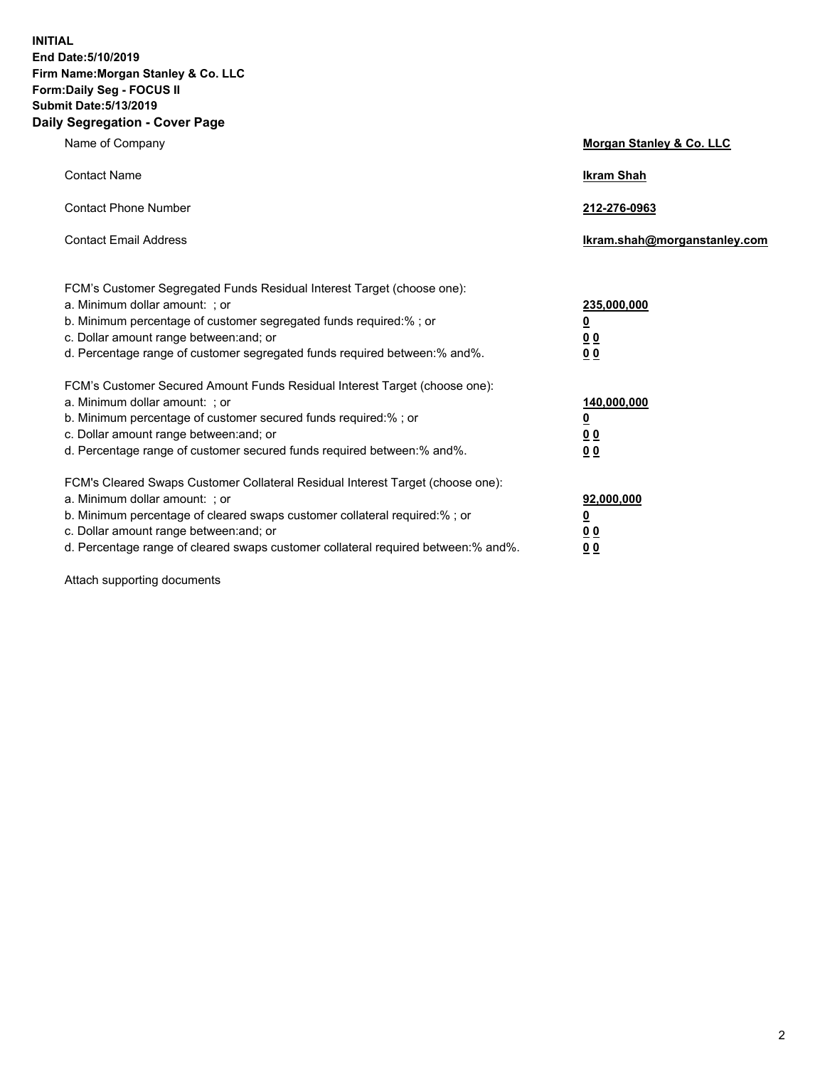**INITIAL**
**End Date:5/10/2019**
**Firm Name:Morgan Stanley & Co. LLC**
**Form:Daily Seg - FOCUS II**
**Submit Date:5/13/2019**
**Daily Segregation - Cover Page**

| | |
|---|---|
| Name of Company | **Morgan Stanley & Co. LLC** |
| Contact Name | **Ikram Shah** |
| Contact Phone Number | **212-276-0963** |
| Contact Email Address | **Ikram.shah@morganstanley.com** |

FCM's Customer Segregated Funds Residual Interest Target (choose one):

| | |
|---|---|
| a. Minimum dollar amount: ; or | **235,000,000** |
| b. Minimum percentage of customer segregated funds required:% ; or | **0** |
| c. Dollar amount range between:and; or | **0 0** |
| d. Percentage range of customer segregated funds required between:% and%. | **0 0** |

FCM's Customer Secured Amount Funds Residual Interest Target (choose one):

| | |
|---|---|
| a. Minimum dollar amount: ; or | **140,000,000** |
| b. Minimum percentage of customer secured funds required:% ; or | **0** |
| c. Dollar amount range between:and; or | **0 0** |
| d. Percentage range of customer secured funds required between:% and%. | **0 0** |

FCM's Cleared Swaps Customer Collateral Residual Interest Target (choose one):

| | |
|---|---|
| a. Minimum dollar amount: ; or | **92,000,000** |
| b. Minimum percentage of cleared swaps customer collateral required:% ; or | **0** |
| c. Dollar amount range between:and; or | **0 0** |
| d. Percentage range of cleared swaps customer collateral required between:% and%. | **0 0** |

Attach supporting documents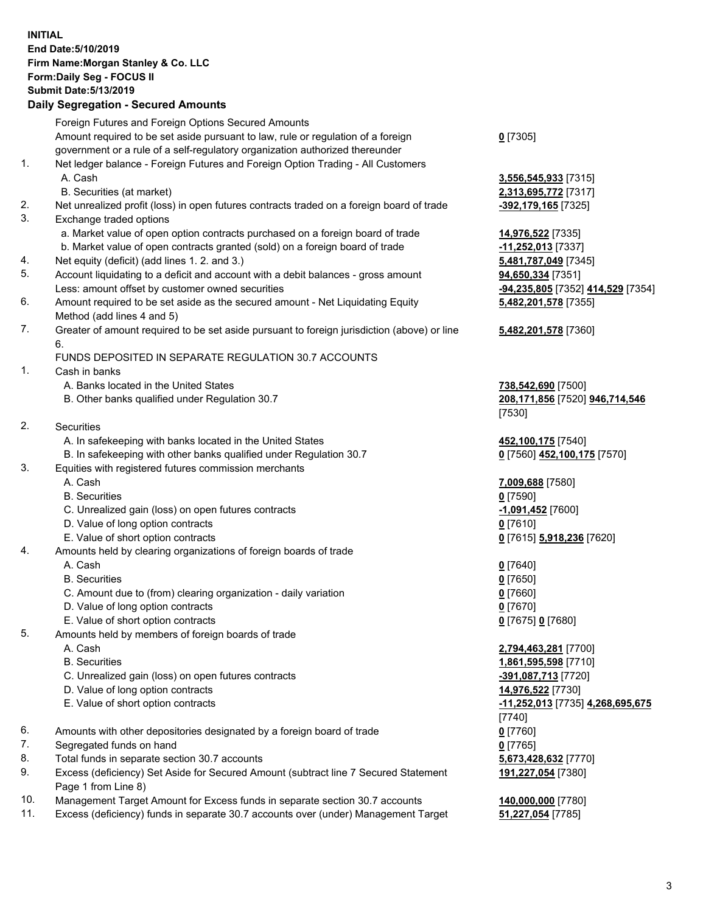**INITIAL**
**End Date:5/10/2019**
**Firm Name:Morgan Stanley & Co. LLC**
**Form:Daily Seg - FOCUS II**
**Submit Date:5/13/2019**

## Daily Segregation - Secured Amounts

| | | |
|---|---|---|
| | Foreign Futures and Foreign Options Secured Amounts | |
| | Amount required to be set aside pursuant to law, rule or regulation of a foreign government or a rule of a self-regulatory organization authorized thereunder | **0** [7305] |
| 1. | Net ledger balance - Foreign Futures and Foreign Option Trading - All Customers | |
| | A. Cash | **3,556,545,933** [7315] |
| | B. Securities (at market) | **2,313,695,772** [7317] |
| 2. | Net unrealized profit (loss) in open futures contracts traded on a foreign board of trade | **-392,179,165** [7325] |
| 3. | Exchange traded options | |
| | a. Market value of open option contracts purchased on a foreign board of trade | **14,976,522** [7335] |
| | b. Market value of open contracts granted (sold) on a foreign board of trade | **-11,252,013** [7337] |
| 4. | Net equity (deficit) (add lines 1. 2. and 3.) | **5,481,787,049** [7345] |
| 5. | Account liquidating to a deficit and account with a debit balances - gross amount | **94,650,334** [7351] |
| | Less: amount offset by customer owned securities | **-94,235,805** [7352] **414,529** [7354] |
| 6. | Amount required to be set aside as the secured amount - Net Liquidating Equity Method (add lines 4 and 5) | **5,482,201,578** [7355] |
| 7. | Greater of amount required to be set aside pursuant to foreign jurisdiction (above) or line 6. | **5,482,201,578** [7360] |
| | FUNDS DEPOSITED IN SEPARATE REGULATION 30.7 ACCOUNTS | |
| 1. | Cash in banks | |
| | A. Banks located in the United States | **738,542,690** [7500] |
| | B. Other banks qualified under Regulation 30.7 | **208,171,856** [7520] **946,714,546** [7530] |
| 2. | Securities | |
| | A. In safekeeping with banks located in the United States | **452,100,175** [7540] |
| | B. In safekeeping with other banks qualified under Regulation 30.7 | **0** [7560] **452,100,175** [7570] |
| 3. | Equities with registered futures commission merchants | |
| | A. Cash | **7,009,688** [7580] |
| | B. Securities | **0** [7590] |
| | C. Unrealized gain (loss) on open futures contracts | **-1,091,452** [7600] |
| | D. Value of long option contracts | **0** [7610] |
| | E. Value of short option contracts | **0** [7615] **5,918,236** [7620] |
| 4. | Amounts held by clearing organizations of foreign boards of trade | |
| | A. Cash | **0** [7640] |
| | B. Securities | **0** [7650] |
| | C. Amount due to (from) clearing organization - daily variation | **0** [7660] |
| | D. Value of long option contracts | **0** [7670] |
| | E. Value of short option contracts | **0** [7675] **0** [7680] |
| 5. | Amounts held by members of foreign boards of trade | |
| | A. Cash | **2,794,463,281** [7700] |
| | B. Securities | **1,861,595,598** [7710] |
| | C. Unrealized gain (loss) on open futures contracts | **-391,087,713** [7720] |
| | D. Value of long option contracts | **14,976,522** [7730] |
| | E. Value of short option contracts | **-11,252,013** [7735] **4,268,695,675** [7740] |
| 6. | Amounts with other depositories designated by a foreign board of trade | **0** [7760] |
| 7. | Segregated funds on hand | **0** [7765] |
| 8. | Total funds in separate section 30.7 accounts | **5,673,428,632** [7770] |
| 9. | Excess (deficiency) Set Aside for Secured Amount (subtract line 7 Secured Statement Page 1 from Line 8) | **191,227,054** [7380] |
| 10. | Management Target Amount for Excess funds in separate section 30.7 accounts | **140,000,000** [7780] |
| 11. | Excess (deficiency) funds in separate 30.7 accounts over (under) Management Target | **51,227,054** [7785] |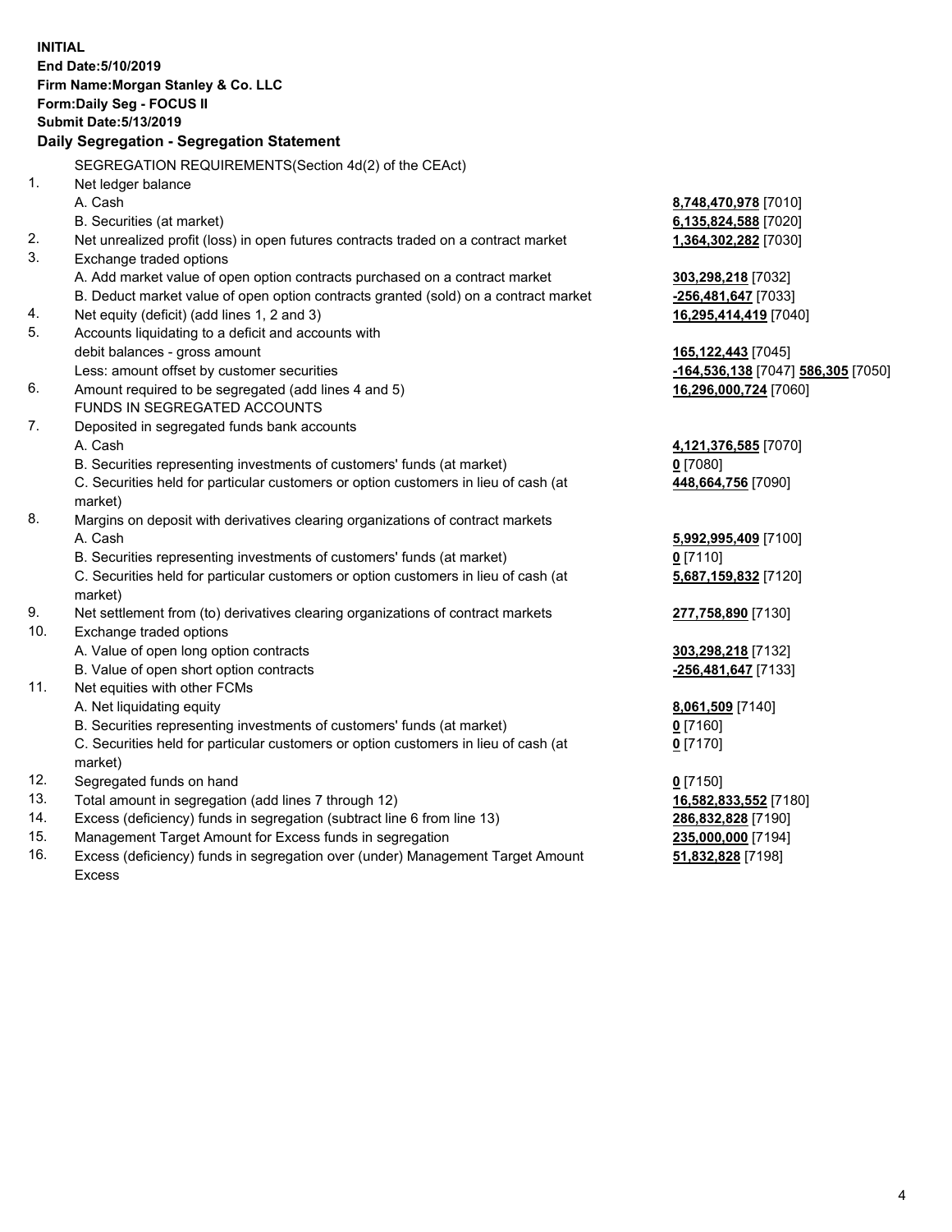**INITIAL**
**End Date:5/10/2019**
**Firm Name:Morgan Stanley & Co. LLC**
**Form:Daily Seg - FOCUS II**
**Submit Date:5/13/2019**

### Daily Segregation - Segregation Statement

SEGREGATION REQUIREMENTS(Section 4d(2) of the CEAct)

| | | |
|---|---|---|
| 1. | Net ledger balance | |
| | A. Cash | **8,748,470,978** [7010] |
| | B. Securities (at market) | **6,135,824,588** [7020] |
| 2. | Net unrealized profit (loss) in open futures contracts traded on a contract market | **1,364,302,282** [7030] |
| 3. | Exchange traded options | |
| | A. Add market value of open option contracts purchased on a contract market | **303,298,218** [7032] |
| | B. Deduct market value of open option contracts granted (sold) on a contract market | **-256,481,647** [7033] |
| 4. | Net equity (deficit) (add lines 1, 2 and 3) | **16,295,414,419** [7040] |
| 5. | Accounts liquidating to a deficit and accounts with | |
| | debit balances - gross amount | **165,122,443** [7045] |
| | Less: amount offset by customer securities | **-164,536,138** [7047] **586,305** [7050] |
| 6. | Amount required to be segregated (add lines 4 and 5) | **16,296,000,724** [7060] |
| | FUNDS IN SEGREGATED ACCOUNTS | |
| 7. | Deposited in segregated funds bank accounts | |
| | A. Cash | **4,121,376,585** [7070] |
| | B. Securities representing investments of customers' funds (at market) | **0** [7080] |
| | C. Securities held for particular customers or option customers in lieu of cash (at market) | **448,664,756** [7090] |
| 8. | Margins on deposit with derivatives clearing organizations of contract markets | |
| | A. Cash | **5,992,995,409** [7100] |
| | B. Securities representing investments of customers' funds (at market) | **0** [7110] |
| | C. Securities held for particular customers or option customers in lieu of cash (at market) | **5,687,159,832** [7120] |
| 9. | Net settlement from (to) derivatives clearing organizations of contract markets | **277,758,890** [7130] |
| 10. | Exchange traded options | |
| | A. Value of open long option contracts | **303,298,218** [7132] |
| | B. Value of open short option contracts | **-256,481,647** [7133] |
| 11. | Net equities with other FCMs | |
| | A. Net liquidating equity | **8,061,509** [7140] |
| | B. Securities representing investments of customers' funds (at market) | **0** [7160] |
| | C. Securities held for particular customers or option customers in lieu of cash (at market) | **0** [7170] |
| 12. | Segregated funds on hand | **0** [7150] |
| 13. | Total amount in segregation (add lines 7 through 12) | **16,582,833,552** [7180] |
| 14. | Excess (deficiency) funds in segregation (subtract line 6 from line 13) | **286,832,828** [7190] |
| 15. | Management Target Amount for Excess funds in segregation | **235,000,000** [7194] |
| 16. | Excess (deficiency) funds in segregation over (under) Management Target Amount Excess | **51,832,828** [7198] |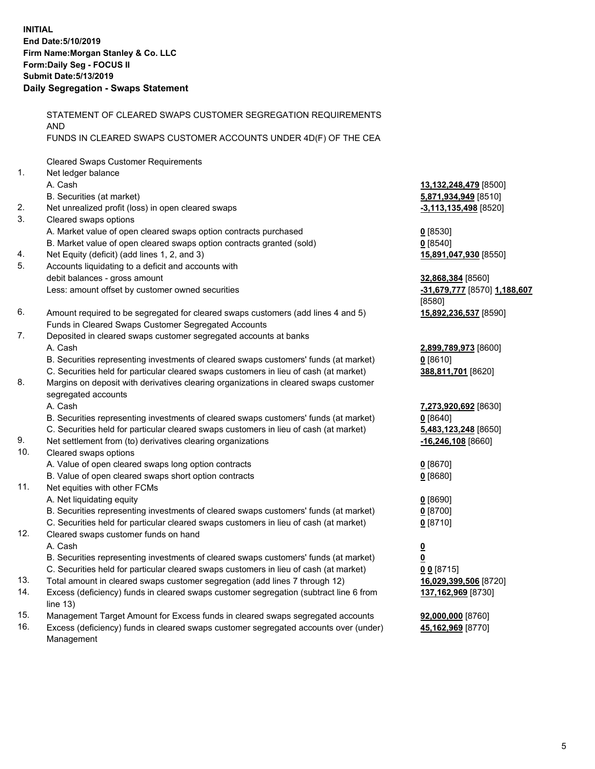**INITIAL**
**End Date:5/10/2019**
**Firm Name:Morgan Stanley & Co. LLC**
**Form:Daily Seg - FOCUS II**
**Submit Date:5/13/2019**
**Daily Segregation - Swaps Statement**

STATEMENT OF CLEARED SWAPS CUSTOMER SEGREGATION REQUIREMENTS AND FUNDS IN CLEARED SWAPS CUSTOMER ACCOUNTS UNDER 4D(F) OF THE CEA

| | | |
|---|---|---|
| | Cleared Swaps Customer Requirements | |
| 1. | Net ledger balance | |
| | A. Cash | **13,132,248,479** [8500] |
| | B. Securities (at market) | **5,871,934,949** [8510] |
| 2. | Net unrealized profit (loss) in open cleared swaps | **-3,113,135,498** [8520] |
| 3. | Cleared swaps options | |
| | A. Market value of open cleared swaps option contracts purchased | **0** [8530] |
| | B. Market value of open cleared swaps option contracts granted (sold) | **0** [8540] |
| 4. | Net Equity (deficit) (add lines 1, 2, and 3) | **15,891,047,930** [8550] |
| 5. | Accounts liquidating to a deficit and accounts with debit balances - gross amount | **32,868,384** [8560] |
| | Less: amount offset by customer owned securities | **-31,679,777** [8570] **1,188,607** [8580] |
| 6. | Amount required to be segregated for cleared swaps customers (add lines 4 and 5) | **15,892,236,537** [8590] |
| | Funds in Cleared Swaps Customer Segregated Accounts | |
| 7. | Deposited in cleared swaps customer segregated accounts at banks | |
| | A. Cash | **2,899,789,973** [8600] |
| | B. Securities representing investments of cleared swaps customers' funds (at market) | **0** [8610] |
| | C. Securities held for particular cleared swaps customers in lieu of cash (at market) | **388,811,701** [8620] |
| 8. | Margins on deposit with derivatives clearing organizations in cleared swaps customer segregated accounts | |
| | A. Cash | **7,273,920,692** [8630] |
| | B. Securities representing investments of cleared swaps customers' funds (at market) | **0** [8640] |
| | C. Securities held for particular cleared swaps customers in lieu of cash (at market) | **5,483,123,248** [8650] |
| 9. | Net settlement from (to) derivatives clearing organizations | **-16,246,108** [8660] |
| 10. | Cleared swaps options | |
| | A. Value of open cleared swaps long option contracts | **0** [8670] |
| | B. Value of open cleared swaps short option contracts | **0** [8680] |
| 11. | Net equities with other FCMs | |
| | A. Net liquidating equity | **0** [8690] |
| | B. Securities representing investments of cleared swaps customers' funds (at market) | **0** [8700] |
| | C. Securities held for particular cleared swaps customers in lieu of cash (at market) | **0** [8710] |
| 12. | Cleared swaps customer funds on hand | |
| | A. Cash | **0** |
| | B. Securities representing investments of cleared swaps customers' funds (at market) | **0** |
| | C. Securities held for particular cleared swaps customers in lieu of cash (at market) | **0** **0** [8715] |
| 13. | Total amount in cleared swaps customer segregation (add lines 7 through 12) | **16,029,399,506** [8720] |
| 14. | Excess (deficiency) funds in cleared swaps customer segregation (subtract line 6 from line 13) | **137,162,969** [8730] |
| 15. | Management Target Amount for Excess funds in cleared swaps segregated accounts | **92,000,000** [8760] |
| 16. | Excess (deficiency) funds in cleared swaps customer segregated accounts over (under) Management | **45,162,969** [8770] |